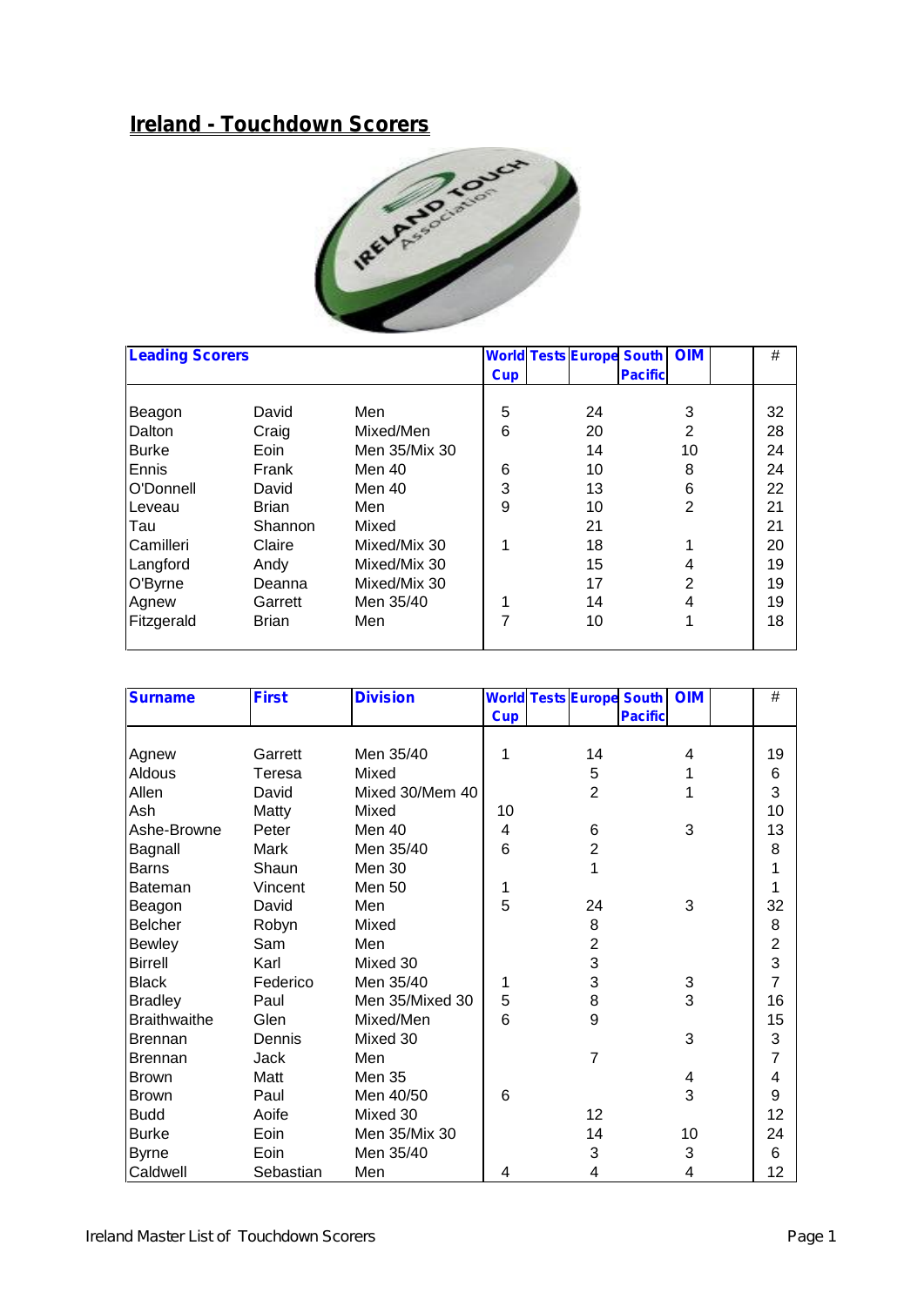# Ireland - Touchdown Scorers

| Leading Scorers | | | World Cup | Tests | Europe | South Pacific | OIM | | # |
|---|---|---|---|---|---|---|---|---|---|
| Beagon | David | Men | 5 | | 24 | | 3 | | 32 |
| Dalton | Craig | Mixed/Men | 6 | | 20 | | 2 | | 28 |
| Burke | Eoin | Men 35/Mix 30 | | | 14 | | 10 | | 24 |
| Ennis | Frank | Men 40 | 6 | | 10 | | 8 | | 24 |
| O'Donnell | David | Men 40 | 3 | | 13 | | 6 | | 22 |
| Leveau | Brian | Men | 9 | | 10 | | 2 | | 21 |
| Tau | Shannon | Mixed | | | 21 | | | | 21 |
| Camilleri | Claire | Mixed/Mix 30 | 1 | | 18 | | 1 | | 20 |
| Langford | Andy | Mixed/Mix 30 | | | 15 | | 4 | | 19 |
| O'Byrne | Deanna | Mixed/Mix 30 | | | 17 | | 2 | | 19 |
| Agnew | Garrett | Men 35/40 | 1 | | 14 | | 4 | | 19 |
| Fitzgerald | Brian | Men | 7 | | 10 | | 1 | | 18 |

| Surname | First | Division | World Cup | Tests | Europe | South Pacific | OIM | | # |
|---|---|---|---|---|---|---|---|---|---|
| Agnew | Garrett | Men 35/40 | 1 | | 14 | | 4 | | 19 |
| Aldous | Teresa | Mixed | | | 5 | | 1 | | 6 |
| Allen | David | Mixed 30/Mem 40 | | | 2 | | 1 | | 3 |
| Ash | Matty | Mixed | 10 | | | | | | 10 |
| Ashe-Browne | Peter | Men 40 | 4 | | 6 | | 3 | | 13 |
| Bagnall | Mark | Men 35/40 | 6 | | 2 | | | | 8 |
| Barns | Shaun | Men 30 | | | 1 | | | | 1 |
| Bateman | Vincent | Men 50 | 1 | | | | | | 1 |
| Beagon | David | Men | 5 | | 24 | | 3 | | 32 |
| Belcher | Robyn | Mixed | | | 8 | | | | 8 |
| Bewley | Sam | Men | | | 2 | | | | 2 |
| Birrell | Karl | Mixed 30 | | | 3 | | | | 3 |
| Black | Federico | Men 35/40 | 1 | | 3 | | 3 | | 7 |
| Bradley | Paul | Men 35/Mixed 30 | 5 | | 8 | | 3 | | 16 |
| Braithwaithe | Glen | Mixed/Men | 6 | | 9 | | | | 15 |
| Brennan | Dennis | Mixed 30 | | | | | 3 | | 3 |
| Brennan | Jack | Men | | | 7 | | | | 7 |
| Brown | Matt | Men 35 | | | | | 4 | | 4 |
| Brown | Paul | Men 40/50 | 6 | | | | 3 | | 9 |
| Budd | Aoife | Mixed 30 | | | 12 | | | | 12 |
| Burke | Eoin | Men 35/Mix 30 | | | 14 | | 10 | | 24 |
| Byrne | Eoin | Men 35/40 | | | 3 | | 3 | | 6 |
| Caldwell | Sebastian | Men | 4 | | 4 | | 4 | | 12 |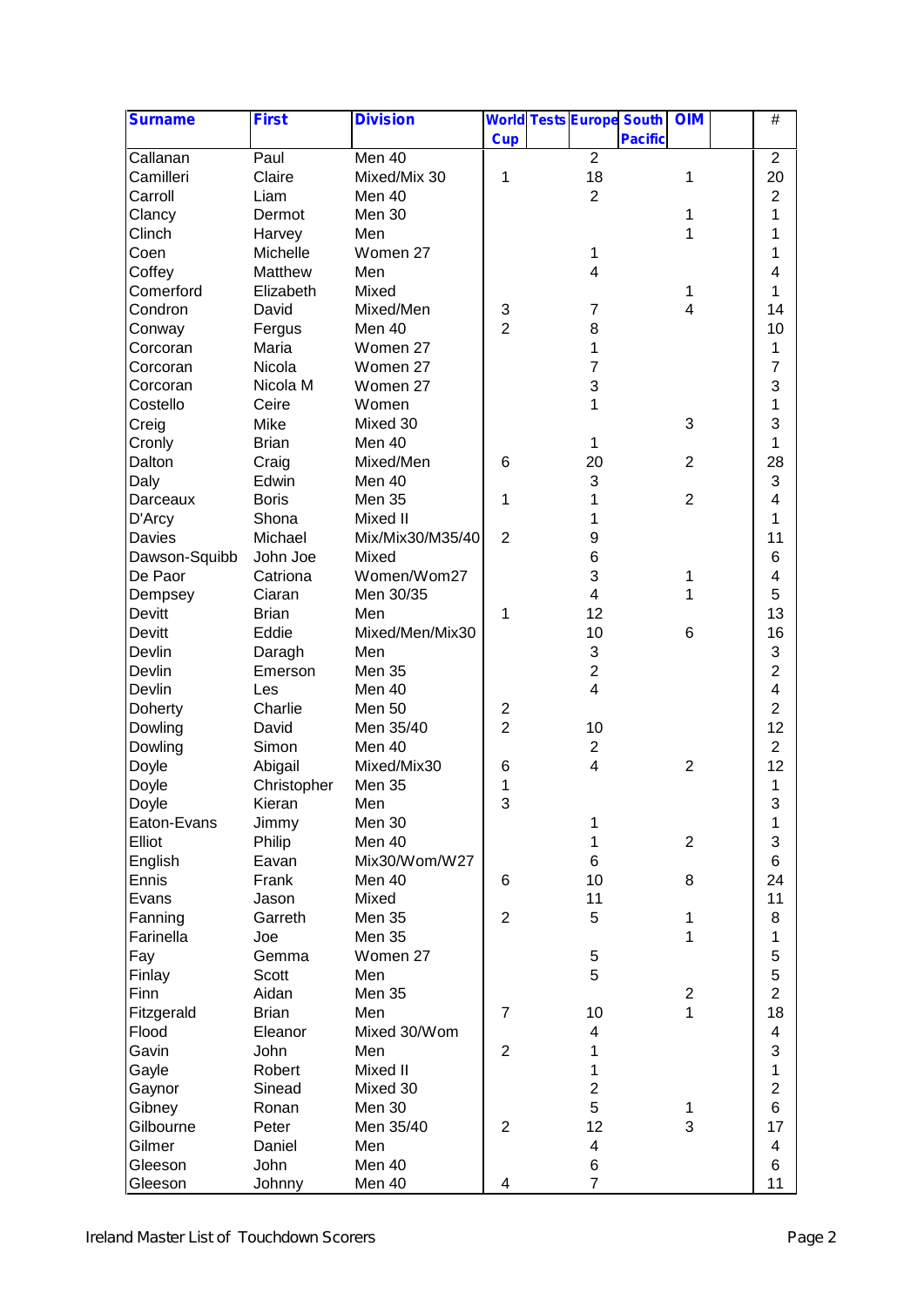| Surname | First | Division | World Cup | Tests | Europe | South Pacific | OIM | | # |
|---|---|---|---|---|---|---|---|---|---|
| Callanan | Paul | Men 40 | | | 2 | | | | 2 |
| Camilleri | Claire | Mixed/Mix 30 | 1 | | 18 | | 1 | | 20 |
| Carroll | Liam | Men 40 | | | 2 | | | | 2 |
| Clancy | Dermot | Men 30 | | | | | 1 | | 1 |
| Clinch | Harvey | Men | | | | | 1 | | 1 |
| Coen | Michelle | Women 27 | | | 1 | | | | 1 |
| Coffey | Matthew | Men | | | 4 | | | | 4 |
| Comerford | Elizabeth | Mixed | | | | | 1 | | 1 |
| Condron | David | Mixed/Men | 3 | | 7 | | 4 | | 14 |
| Conway | Fergus | Men 40 | 2 | | 8 | | | | 10 |
| Corcoran | Maria | Women 27 | | | 1 | | | | 1 |
| Corcoran | Nicola | Women 27 | | | 7 | | | | 7 |
| Corcoran | Nicola M | Women 27 | | | 3 | | | | 3 |
| Costello | Ceire | Women | | | 1 | | | | 1 |
| Creig | Mike | Mixed 30 | | | | | 3 | | 3 |
| Cronly | Brian | Men 40 | | | 1 | | | | 1 |
| Dalton | Craig | Mixed/Men | 6 | | 20 | | 2 | | 28 |
| Daly | Edwin | Men 40 | | | 3 | | | | 3 |
| Darceaux | Boris | Men 35 | 1 | | 1 | | 2 | | 4 |
| D'Arcy | Shona | Mixed II | | | 1 | | | | 1 |
| Davies | Michael | Mix/Mix30/M35/40 | 2 | | 9 | | | | 11 |
| Dawson-Squibb | John Joe | Mixed | | | 6 | | | | 6 |
| De Paor | Catriona | Women/Wom27 | | | 3 | | 1 | | 4 |
| Dempsey | Ciaran | Men 30/35 | | | 4 | | 1 | | 5 |
| Devitt | Brian | Men | 1 | | 12 | | | | 13 |
| Devitt | Eddie | Mixed/Men/Mix30 | | | 10 | | 6 | | 16 |
| Devlin | Daragh | Men | | | 3 | | | | 3 |
| Devlin | Emerson | Men 35 | | | 2 | | | | 2 |
| Devlin | Les | Men 40 | | | 4 | | | | 4 |
| Doherty | Charlie | Men 50 | 2 | | | | | | 2 |
| Dowling | David | Men 35/40 | 2 | | 10 | | | | 12 |
| Dowling | Simon | Men 40 | | | 2 | | | | 2 |
| Doyle | Abigail | Mixed/Mix30 | 6 | | 4 | | 2 | | 12 |
| Doyle | Christopher | Men 35 | 1 | | | | | | 1 |
| Doyle | Kieran | Men | 3 | | | | | | 3 |
| Eaton-Evans | Jimmy | Men 30 | | | 1 | | | | 1 |
| Elliot | Philip | Men 40 | | | 1 | | 2 | | 3 |
| English | Eavan | Mix30/Wom/W27 | | | 6 | | | | 6 |
| Ennis | Frank | Men 40 | 6 | | 10 | | 8 | | 24 |
| Evans | Jason | Mixed | | | 11 | | | | 11 |
| Fanning | Garreth | Men 35 | 2 | | 5 | | 1 | | 8 |
| Farinella | Joe | Men 35 | | | | | 1 | | 1 |
| Fay | Gemma | Women 27 | | | 5 | | | | 5 |
| Finlay | Scott | Men | | | 5 | | | | 5 |
| Finn | Aidan | Men 35 | | | | | 2 | | 2 |
| Fitzgerald | Brian | Men | 7 | | 10 | | 1 | | 18 |
| Flood | Eleanor | Mixed 30/Wom | | | 4 | | | | 4 |
| Gavin | John | Men | 2 | | 1 | | | | 3 |
| Gayle | Robert | Mixed II | | | 1 | | | | 1 |
| Gaynor | Sinead | Mixed 30 | | | 2 | | | | 2 |
| Gibney | Ronan | Men 30 | | | 5 | | 1 | | 6 |
| Gilbourne | Peter | Men 35/40 | 2 | | 12 | | 3 | | 17 |
| Gilmer | Daniel | Men | | | 4 | | | | 4 |
| Gleeson | John | Men 40 | | | 6 | | | | 6 |
| Gleeson | Johnny | Men 40 | 4 | | 7 | | | | 11 |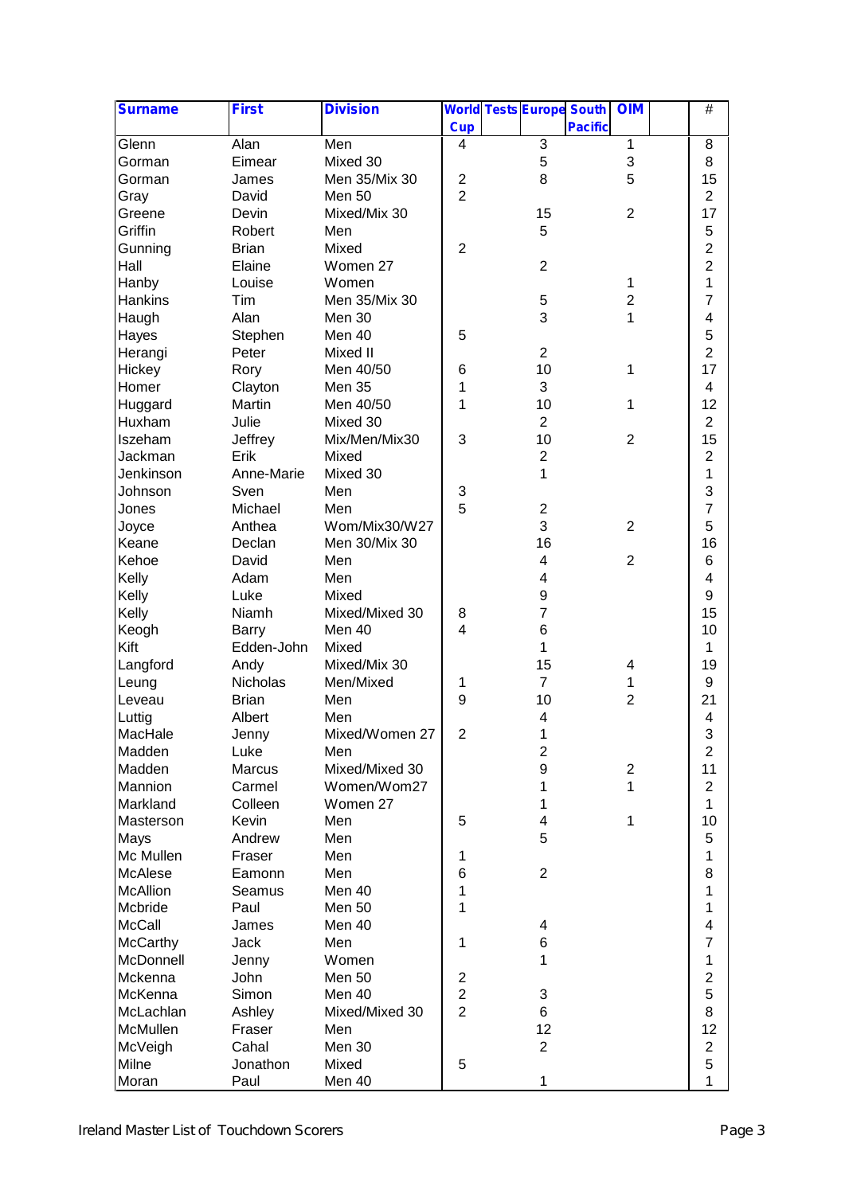| Surname | First | Division | World Cup | Tests | Europe | South Pacific | OIM | | # |
|---|---|---|---|---|---|---|---|---|---|
| Glenn | Alan | Men | 4 | | 3 | | 1 | | 8 |
| Gorman | Eimear | Mixed 30 | | | 5 | | 3 | | 8 |
| Gorman | James | Men 35/Mix 30 | 2 | | 8 | | 5 | | 15 |
| Gray | David | Men 50 | 2 | | | | | | 2 |
| Greene | Devin | Mixed/Mix 30 | | | 15 | | 2 | | 17 |
| Griffin | Robert | Men | | | 5 | | | | 5 |
| Gunning | Brian | Mixed | 2 | | | | | | 2 |
| Hall | Elaine | Women 27 | | | 2 | | | | 2 |
| Hanby | Louise | Women | | | | | 1 | | 1 |
| Hankins | Tim | Men 35/Mix 30 | | | 5 | | 2 | | 7 |
| Haugh | Alan | Men 30 | | | 3 | | 1 | | 4 |
| Hayes | Stephen | Men 40 | 5 | | | | | | 5 |
| Herangi | Peter | Mixed II | | | 2 | | | | 2 |
| Hickey | Rory | Men 40/50 | 6 | | 10 | | 1 | | 17 |
| Homer | Clayton | Men 35 | 1 | | 3 | | | | 4 |
| Huggard | Martin | Men 40/50 | 1 | | 10 | | 1 | | 12 |
| Huxham | Julie | Mixed 30 | | | 2 | | | | 2 |
| Iszeham | Jeffrey | Mix/Men/Mix30 | 3 | | 10 | | 2 | | 15 |
| Jackman | Erik | Mixed | | | 2 | | | | 2 |
| Jenkinson | Anne-Marie | Mixed 30 | | | 1 | | | | 1 |
| Johnson | Sven | Men | 3 | | | | | | 3 |
| Jones | Michael | Men | 5 | | 2 | | | | 7 |
| Joyce | Anthea | Wom/Mix30/W27 | | | 3 | | 2 | | 5 |
| Keane | Declan | Men 30/Mix 30 | | | 16 | | | | 16 |
| Kehoe | David | Men | | | 4 | | 2 | | 6 |
| Kelly | Adam | Men | | | 4 | | | | 4 |
| Kelly | Luke | Mixed | | | 9 | | | | 9 |
| Kelly | Niamh | Mixed/Mixed 30 | 8 | | 7 | | | | 15 |
| Keogh | Barry | Men 40 | 4 | | 6 | | | | 10 |
| Kift | Edden-John | Mixed | | | 1 | | | | 1 |
| Langford | Andy | Mixed/Mix 30 | | | 15 | | 4 | | 19 |
| Leung | Nicholas | Men/Mixed | 1 | | 7 | | 1 | | 9 |
| Leveau | Brian | Men | 9 | | 10 | | 2 | | 21 |
| Luttig | Albert | Men | | | 4 | | | | 4 |
| MacHale | Jenny | Mixed/Women 27 | 2 | | 1 | | | | 3 |
| Madden | Luke | Men | | | 2 | | | | 2 |
| Madden | Marcus | Mixed/Mixed 30 | | | 9 | | 2 | | 11 |
| Mannion | Carmel | Women/Wom27 | | | 1 | | 1 | | 2 |
| Markland | Colleen | Women 27 | | | 1 | | | | 1 |
| Masterson | Kevin | Men | 5 | | 4 | | 1 | | 10 |
| Mays | Andrew | Men | | | 5 | | | | 5 |
| Mc Mullen | Fraser | Men | 1 | | | | | | 1 |
| McAlese | Eamonn | Men | 6 | | 2 | | | | 8 |
| McAllion | Seamus | Men 40 | 1 | | | | | | 1 |
| Mcbride | Paul | Men 50 | 1 | | | | | | 1 |
| McCall | James | Men 40 | | | 4 | | | | 4 |
| McCarthy | Jack | Men | 1 | | 6 | | | | 7 |
| McDonnell | Jenny | Women | | | 1 | | | | 1 |
| Mckenna | John | Men 50 | 2 | | | | | | 2 |
| McKenna | Simon | Men 40 | 2 | | 3 | | | | 5 |
| McLachlan | Ashley | Mixed/Mixed 30 | 2 | | 6 | | | | 8 |
| McMullen | Fraser | Men | | | 12 | | | | 12 |
| McVeigh | Cahal | Men 30 | | | 2 | | | | 2 |
| Milne | Jonathon | Mixed | 5 | | | | | | 5 |
| Moran | Paul | Men 40 | | | 1 | | | | 1 |

Ireland Master List of Touchdown Scorers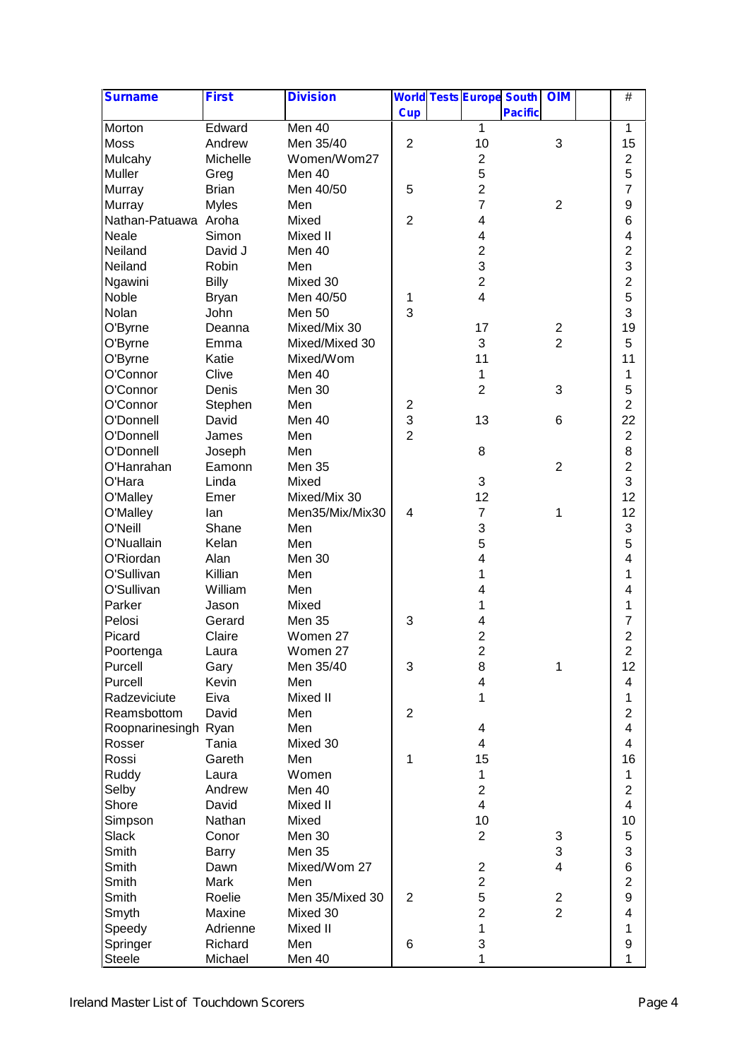| Surname | First | Division | World Cup | Tests | Europe | South Pacific | OIM | | # |
|---|---|---|---|---|---|---|---|---|---|
| Morton | Edward | Men 40 | | | 1 | | | | 1 |
| Moss | Andrew | Men 35/40 | 2 | | 10 | | 3 | | 15 |
| Mulcahy | Michelle | Women/Wom27 | | | 2 | | | | 2 |
| Muller | Greg | Men 40 | | | 5 | | | | 5 |
| Murray | Brian | Men 40/50 | 5 | | 2 | | | | 7 |
| Murray | Myles | Men | | | 7 | | 2 | | 9 |
| Nathan-Patuawa | Aroha | Mixed | 2 | | 4 | | | | 6 |
| Neale | Simon | Mixed II | | | 4 | | | | 4 |
| Neiland | David J | Men 40 | | | 2 | | | | 2 |
| Neiland | Robin | Men | | | 3 | | | | 3 |
| Ngawini | Billy | Mixed 30 | | | 2 | | | | 2 |
| Noble | Bryan | Men 40/50 | 1 | | 4 | | | | 5 |
| Nolan | John | Men 50 | 3 | | | | | | 3 |
| O'Byrne | Deanna | Mixed/Mix 30 | | | 17 | | 2 | | 19 |
| O'Byrne | Emma | Mixed/Mixed 30 | | | 3 | | 2 | | 5 |
| O'Byrne | Katie | Mixed/Wom | | | 11 | | | | 11 |
| O'Connor | Clive | Men 40 | | | 1 | | | | 1 |
| O'Connor | Denis | Men 30 | | | 2 | | 3 | | 5 |
| O'Connor | Stephen | Men | 2 | | | | | | 2 |
| O'Donnell | David | Men 40 | 3 | | 13 | | 6 | | 22 |
| O'Donnell | James | Men | 2 | | | | | | 2 |
| O'Donnell | Joseph | Men | | | 8 | | | | 8 |
| O'Hanrahan | Eamonn | Men 35 | | | | | 2 | | 2 |
| O'Hara | Linda | Mixed | | | 3 | | | | 3 |
| O'Malley | Emer | Mixed/Mix 30 | | | 12 | | | | 12 |
| O'Malley | Ian | Men35/Mix/Mix30 | 4 | | 7 | | 1 | | 12 |
| O'Neill | Shane | Men | | | 3 | | | | 3 |
| O'Nuallain | Kelan | Men | | | 5 | | | | 5 |
| O'Riordan | Alan | Men 30 | | | 4 | | | | 4 |
| O'Sullivan | Killian | Men | | | 1 | | | | 1 |
| O'Sullivan | William | Men | | | 4 | | | | 4 |
| Parker | Jason | Mixed | | | 1 | | | | 1 |
| Pelosi | Gerard | Men 35 | 3 | | 4 | | | | 7 |
| Picard | Claire | Women 27 | | | 2 | | | | 2 |
| Poortenga | Laura | Women 27 | | | 2 | | | | 2 |
| Purcell | Gary | Men 35/40 | 3 | | 8 | | 1 | | 12 |
| Purcell | Kevin | Men | | | 4 | | | | 4 |
| Radzeviciute | Eiva | Mixed II | | | 1 | | | | 1 |
| Reamsbottom | David | Men | 2 | | | | | | 2 |
| Roopnarinesingh | Ryan | Men | | | 4 | | | | 4 |
| Rosser | Tania | Mixed 30 | | | 4 | | | | 4 |
| Rossi | Gareth | Men | 1 | | 15 | | | | 16 |
| Ruddy | Laura | Women | | | 1 | | | | 1 |
| Selby | Andrew | Men 40 | | | 2 | | | | 2 |
| Shore | David | Mixed II | | | 4 | | | | 4 |
| Simpson | Nathan | Mixed | | | 10 | | | | 10 |
| Slack | Conor | Men 30 | | | 2 | | 3 | | 5 |
| Smith | Barry | Men 35 | | | | | 3 | | 3 |
| Smith | Dawn | Mixed/Wom 27 | | | 2 | | 4 | | 6 |
| Smith | Mark | Men | | | 2 | | | | 2 |
| Smith | Roelie | Men 35/Mixed 30 | 2 | | 5 | | 2 | | 9 |
| Smyth | Maxine | Mixed 30 | | | 2 | | 2 | | 4 |
| Speedy | Adrienne | Mixed II | | | 1 | | | | 1 |
| Springer | Richard | Men | 6 | | 3 | | | | 9 |
| Steele | Michael | Men 40 | | | 1 | | | | 1 |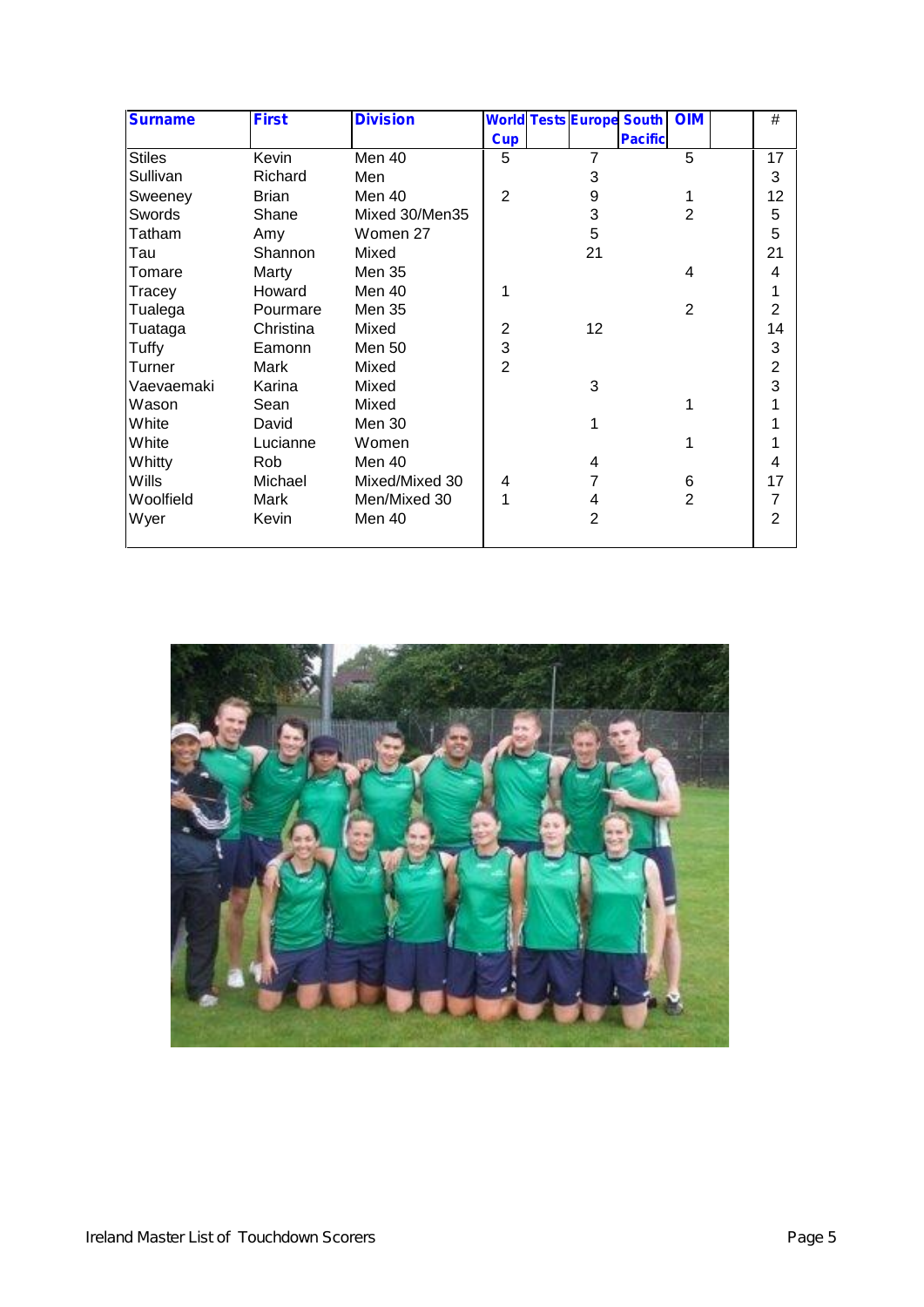| Surname | First | Division | World Cup | Tests | Europe | South Pacific | OIM | | # |
|---|---|---|---|---|---|---|---|---|---|
| Stiles | Kevin | Men 40 | 5 | | 7 | | 5 | | 17 |
| Sullivan | Richard | Men | | | 3 | | | | 3 |
| Sweeney | Brian | Men 40 | 2 | | 9 | | 1 | | 12 |
| Swords | Shane | Mixed 30/Men35 | | | 3 | | 2 | | 5 |
| Tatham | Amy | Women 27 | | | 5 | | | | 5 |
| Tau | Shannon | Mixed | | | 21 | | | | 21 |
| Tomare | Marty | Men 35 | | | | | 4 | | 4 |
| Tracey | Howard | Men 40 | 1 | | | | | | 1 |
| Tualega | Pourmare | Men 35 | | | | | 2 | | 2 |
| Tuataga | Christina | Mixed | 2 | | 12 | | | | 14 |
| Tuffy | Eamonn | Men 50 | 3 | | | | | | 3 |
| Turner | Mark | Mixed | 2 | | | | | | 2 |
| Vaevaemaki | Karina | Mixed | | | 3 | | | | 3 |
| Wason | Sean | Mixed | | | | | 1 | | 1 |
| White | David | Men 30 | | | 1 | | | | 1 |
| White | Lucianne | Women | | | | | 1 | | 1 |
| Whitty | Rob | Men 40 | | | 4 | | | | 4 |
| Wills | Michael | Mixed/Mixed 30 | 4 | | 7 | | 6 | | 17 |
| Woolfield | Mark | Men/Mixed 30 | 1 | | 4 | | 2 | | 7 |
| Wyer | Kevin | Men 40 | | | 2 | | | | 2 |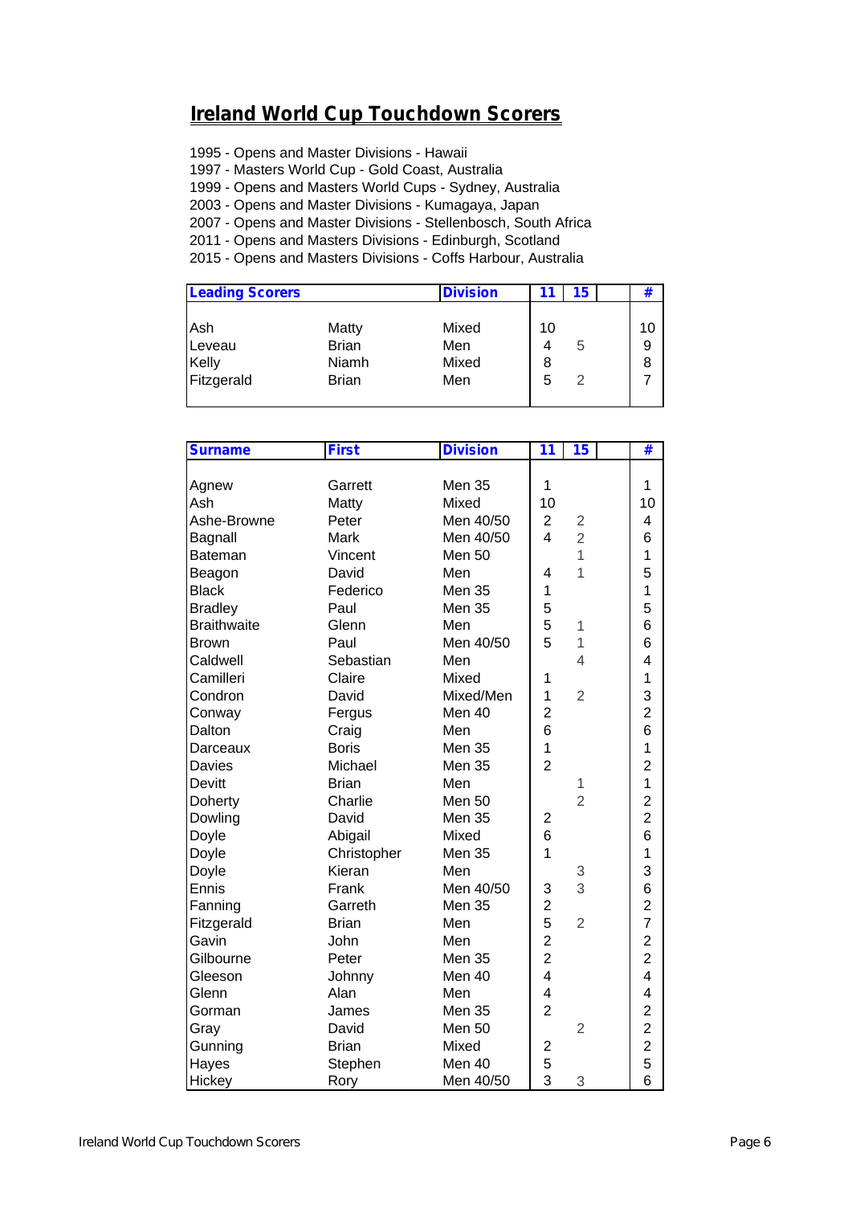## Ireland World Cup Touchdown Scorers

1995 - Opens and Master Divisions - Hawaii
1997 - Masters World Cup - Gold Coast, Australia
1999 - Opens and Master World Cups - Sydney, Australia
2003 - Opens and Master Divisions - Kumagaya, Japan
2007 - Opens and Master Divisions - Stellenbosch, South Africa
2011 - Opens and Masters Divisions - Edinburgh, Scotland
2015 - Opens and Masters Divisions - Coffs Harbour, Australia

| Leading Scorers | | Division | 11 | 15 | | # |
|---|---|---|---|---|---|---|
| Ash | Matty | Mixed | 10 | | | 10 |
| Leveau | Brian | Men | 4 | 5 | | 9 |
| Kelly | Niamh | Mixed | 8 | | | 8 |
| Fitzgerald | Brian | Men | 5 | 2 | | 7 |

| Surname | First | Division | 11 | 15 | | # |
|---|---|---|---|---|---|---|
| Agnew | Garrett | Men 35 | 1 | | | 1 |
| Ash | Matty | Mixed | 10 | | | 10 |
| Ashe-Browne | Peter | Men 40/50 | 2 | 2 | | 4 |
| Bagnall | Mark | Men 40/50 | 4 | 2 | | 6 |
| Bateman | Vincent | Men 50 | | 1 | | 1 |
| Beagon | David | Men | 4 | 1 | | 5 |
| Black | Federico | Men 35 | 1 | | | 1 |
| Bradley | Paul | Men 35 | 5 | | | 5 |
| Braithwaite | Glenn | Men | 5 | 1 | | 6 |
| Brown | Paul | Men 40/50 | 5 | 1 | | 6 |
| Caldwell | Sebastian | Men | | 4 | | 4 |
| Camilleri | Claire | Mixed | 1 | | | 1 |
| Condron | David | Mixed/Men | 1 | 2 | | 3 |
| Conway | Fergus | Men 40 | 2 | | | 2 |
| Dalton | Craig | Men | 6 | | | 6 |
| Darceaux | Boris | Men 35 | 1 | | | 1 |
| Davies | Michael | Men 35 | 2 | | | 2 |
| Devitt | Brian | Men | | 1 | | 1 |
| Doherty | Charlie | Men 50 | | 2 | | 2 |
| Dowling | David | Men 35 | 2 | | | 2 |
| Doyle | Abigail | Mixed | 6 | | | 6 |
| Doyle | Christopher | Men 35 | 1 | | | 1 |
| Doyle | Kieran | Men | | 3 | | 3 |
| Ennis | Frank | Men 40/50 | 3 | 3 | | 6 |
| Fanning | Garreth | Men 35 | 2 | | | 2 |
| Fitzgerald | Brian | Men | 5 | 2 | | 7 |
| Gavin | John | Men | 2 | | | 2 |
| Gilbourne | Peter | Men 35 | 2 | | | 2 |
| Gleeson | Johnny | Men 40 | 4 | | | 4 |
| Glenn | Alan | Men | 4 | | | 4 |
| Gorman | James | Men 35 | 2 | | | 2 |
| Gray | David | Men 50 | | 2 | | 2 |
| Gunning | Brian | Mixed | 2 | | | 2 |
| Hayes | Stephen | Men 40 | 5 | | | 5 |
| Hickey | Rory | Men 40/50 | 3 | 3 | | 6 |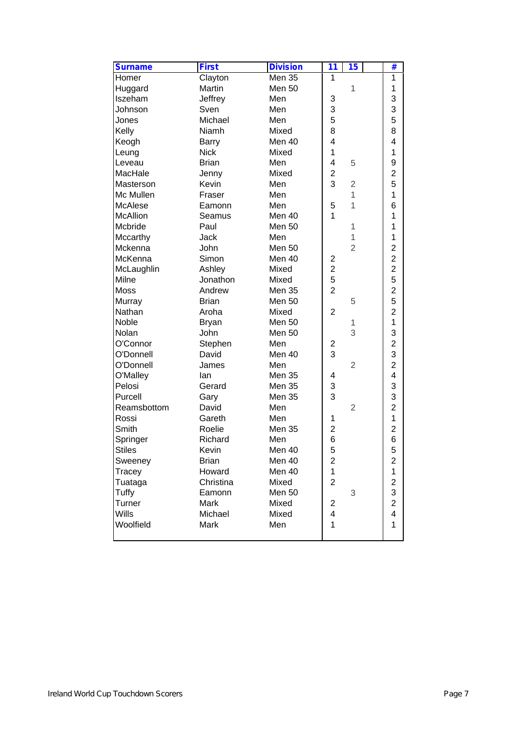| Surname | First | Division | 11 | 15 | | # |
|---|---|---|---|---|---|---|
| Homer | Clayton | Men 35 | 1 | | | 1 |
| Huggard | Martin | Men 50 | | 1 | | 1 |
| Iszeham | Jeffrey | Men | 3 | | | 3 |
| Johnson | Sven | Men | 3 | | | 3 |
| Jones | Michael | Men | 5 | | | 5 |
| Kelly | Niamh | Mixed | 8 | | | 8 |
| Keogh | Barry | Men 40 | 4 | | | 4 |
| Leung | Nick | Mixed | 1 | | | 1 |
| Leveau | Brian | Men | 4 | 5 | | 9 |
| MacHale | Jenny | Mixed | 2 | | | 2 |
| Masterson | Kevin | Men | 3 | 2 | | 5 |
| Mc Mullen | Fraser | Men | | 1 | | 1 |
| McAlese | Eamonn | Men | 5 | 1 | | 6 |
| McAllion | Seamus | Men 40 | 1 | | | 1 |
| Mcbride | Paul | Men 50 | | 1 | | 1 |
| Mccarthy | Jack | Men | | 1 | | 1 |
| Mckenna | John | Men 50 | | 2 | | 2 |
| McKenna | Simon | Men 40 | 2 | | | 2 |
| McLaughlin | Ashley | Mixed | 2 | | | 2 |
| Milne | Jonathon | Mixed | 5 | | | 5 |
| Moss | Andrew | Men 35 | 2 | | | 2 |
| Murray | Brian | Men 50 | | 5 | | 5 |
| Nathan | Aroha | Mixed | 2 | | | 2 |
| Noble | Bryan | Men 50 | | 1 | | 1 |
| Nolan | John | Men 50 | | 3 | | 3 |
| O'Connor | Stephen | Men | 2 | | | 2 |
| O'Donnell | David | Men 40 | 3 | | | 3 |
| O'Donnell | James | Men | | 2 | | 2 |
| O'Malley | Ian | Men 35 | 4 | | | 4 |
| Pelosi | Gerard | Men 35 | 3 | | | 3 |
| Purcell | Gary | Men 35 | 3 | | | 3 |
| Reamsbottom | David | Men | | 2 | | 2 |
| Rossi | Gareth | Men | 1 | | | 1 |
| Smith | Roelie | Men 35 | 2 | | | 2 |
| Springer | Richard | Men | 6 | | | 6 |
| Stiles | Kevin | Men 40 | 5 | | | 5 |
| Sweeney | Brian | Men 40 | 2 | | | 2 |
| Tracey | Howard | Men 40 | 1 | | | 1 |
| Tuataga | Christina | Mixed | 2 | | | 2 |
| Tuffy | Eamonn | Men 50 | | 3 | | 3 |
| Turner | Mark | Mixed | 2 | | | 2 |
| Wills | Michael | Mixed | 4 | | | 4 |
| Woolfield | Mark | Men | 1 | | | 1 |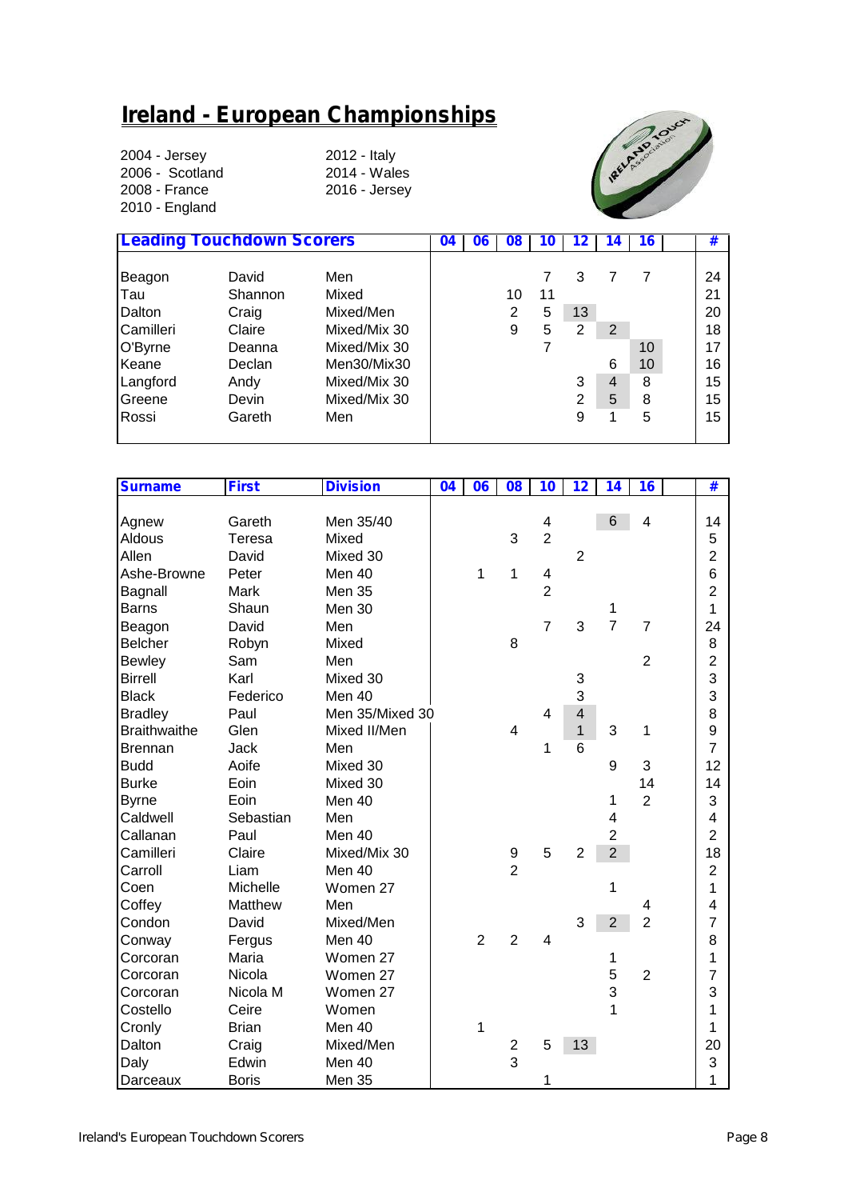# Ireland - European Championships

2004 - Jersey
2006 - Scotland
2008 - France
2010 - England
2012 - Italy
2014 - Wales
2016 - Jersey

| Leading Touchdown Scorers | | | 04 | 06 | 08 | 10 | 12 | 14 | 16 | | # |
|---|---|---|---|---|---|---|---|---|---|---|---|
| Beagon | David | Men | | | | 7 | 3 | 7 | 7 | | 24 |
| Tau | Shannon | Mixed | | | 10 | 11 | | | | | 21 |
| Dalton | Craig | Mixed/Men | | | 2 | 5 | 13 | | | | 20 |
| Camilleri | Claire | Mixed/Mix 30 | | | 9 | 5 | 2 | 2 | | | 18 |
| O'Byrne | Deanna | Mixed/Mix 30 | | | | 7 | | | 10 | | 17 |
| Keane | Declan | Men30/Mix30 | | | | | | 6 | 10 | | 16 |
| Langford | Andy | Mixed/Mix 30 | | | | | 3 | 4 | 8 | | 15 |
| Greene | Devin | Mixed/Mix 30 | | | | | 2 | 5 | 8 | | 15 |
| Rossi | Gareth | Men | | | | | 9 | 1 | 5 | | 15 |

| Surname | First | Division | 04 | 06 | 08 | 10 | 12 | 14 | 16 | | # |
|---|---|---|---|---|---|---|---|---|---|---|---|
| Agnew | Gareth | Men 35/40 | | | | 4 | | 6 | 4 | | 14 |
| Aldous | Teresa | Mixed | | | 3 | 2 | | | | | 5 |
| Allen | David | Mixed 30 | | | | | 2 | | | | 2 |
| Ashe-Browne | Peter | Men 40 | | 1 | 1 | 4 | | | | | 6 |
| Bagnall | Mark | Men 35 | | | | 2 | | | | | 2 |
| Barns | Shaun | Men 30 | | | | | | 1 | | | 1 |
| Beagon | David | Men | | | | 7 | 3 | 7 | 7 | | 24 |
| Belcher | Robyn | Mixed | | | 8 | | | | | | 8 |
| Bewley | Sam | Men | | | | | | | 2 | | 2 |
| Birrell | Karl | Mixed 30 | | | | | 3 | | | | 3 |
| Black | Federico | Men 40 | | | | | 3 | | | | 3 |
| Bradley | Paul | Men 35/Mixed 30 | | | | 4 | 4 | | | | 8 |
| Braithwaite | Glen | Mixed II/Men | | | 4 | | 1 | 3 | 1 | | 9 |
| Brennan | Jack | Men | | | | 1 | 6 | | | | 7 |
| Budd | Aoife | Mixed 30 | | | | | | 9 | 3 | | 12 |
| Burke | Eoin | Mixed 30 | | | | | | | 14 | | 14 |
| Byrne | Eoin | Men 40 | | | | | | 1 | 2 | | 3 |
| Caldwell | Sebastian | Men | | | | | | 4 | | | 4 |
| Callanan | Paul | Men 40 | | | | | | 2 | | | 2 |
| Camilleri | Claire | Mixed/Mix 30 | | | 9 | 5 | 2 | 2 | | | 18 |
| Carroll | Liam | Men 40 | | | 2 | | | | | | 2 |
| Coen | Michelle | Women 27 | | | | | | 1 | | | 1 |
| Coffey | Matthew | Men | | | | | | | 4 | | 4 |
| Condon | David | Mixed/Men | | | | | 3 | 2 | 2 | | 7 |
| Conway | Fergus | Men 40 | | 2 | 2 | 4 | | | | | 8 |
| Corcoran | Maria | Women 27 | | | | | | 1 | | | 1 |
| Corcoran | Nicola | Women 27 | | | | | | 5 | 2 | | 7 |
| Corcoran | Nicola M | Women 27 | | | | | | 3 | | | 3 |
| Costello | Ceire | Women | | | | | | 1 | | | 1 |
| Cronly | Brian | Men 40 | | 1 | | | | | | | 1 |
| Dalton | Craig | Mixed/Men | | | 2 | 5 | 13 | | | | 20 |
| Daly | Edwin | Men 40 | | | 3 | | | | | | 3 |
| Darceaux | Boris | Men 35 | | | | 1 | | | | | 1 |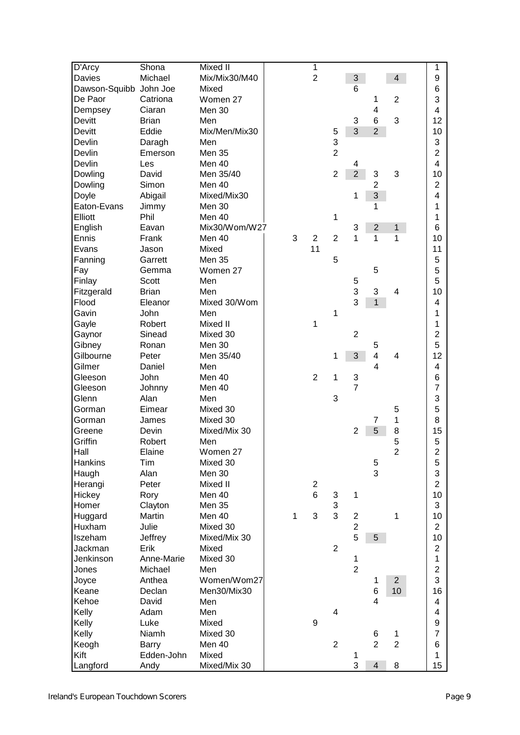| | | | | | | | | | |
|---|---|---|---|---|---|---|---|---|---|
| D'Arcy | Shona | Mixed II | | 1 | | | | | 1 |
| Davies | Michael | Mix/Mix30/M40 | | 2 | | 3 | | 4 | 9 |
| Dawson-Squibb | John Joe | Mixed | | | | 6 | | | 6 |
| De Paor | Catriona | Women 27 | | | | | 1 | 2 | 3 |
| Dempsey | Ciaran | Men 30 | | | | | 4 | | 4 |
| Devitt | Brian | Men | | | | 3 | 6 | 3 | 12 |
| Devitt | Eddie | Mix/Men/Mix30 | | | 5 | 3 | 2 | | 10 |
| Devlin | Daragh | Men | | | 3 | | | | 3 |
| Devlin | Emerson | Men 35 | | | 2 | | | | 2 |
| Devlin | Les | Men 40 | | | | 4 | | | 4 |
| Dowling | David | Men 35/40 | | | 2 | 2 | 3 | 3 | 10 |
| Dowling | Simon | Men 40 | | | | | 2 | | 2 |
| Doyle | Abigail | Mixed/Mix30 | | | | 1 | 3 | | 4 |
| Eaton-Evans | Jimmy | Men 30 | | | | | 1 | | 1 |
| Elliott | Phil | Men 40 | | | 1 | | | | 1 |
| English | Eavan | Mix30/Wom/W27 | | | | 3 | 2 | 1 | 6 |
| Ennis | Frank | Men 40 | 3 | 2 | 2 | 1 | 1 | 1 | 10 |
| Evans | Jason | Mixed | | 11 | | | | | 11 |
| Fanning | Garrett | Men 35 | | | 5 | | | | 5 |
| Fay | Gemma | Women 27 | | | | | 5 | | 5 |
| Finlay | Scott | Men | | | | 5 | | | 5 |
| Fitzgerald | Brian | Men | | | | 3 | 3 | 4 | 10 |
| Flood | Eleanor | Mixed 30/Wom | | | | 3 | 1 | | 4 |
| Gavin | John | Men | | | 1 | | | | 1 |
| Gayle | Robert | Mixed II | | 1 | | | | | 1 |
| Gaynor | Sinead | Mixed 30 | | | | 2 | | | 2 |
| Gibney | Ronan | Men 30 | | | | | 5 | | 5 |
| Gilbourne | Peter | Men 35/40 | | | 1 | 3 | 4 | 4 | 12 |
| Gilmer | Daniel | Men | | | | | 4 | | 4 |
| Gleeson | John | Men 40 | | 2 | 1 | 3 | | | 6 |
| Gleeson | Johnny | Men 40 | | | | 7 | | | 7 |
| Glenn | Alan | Men | | | 3 | | | | 3 |
| Gorman | Eimear | Mixed 30 | | | | | | 5 | 5 |
| Gorman | James | Mixed 30 | | | | | 7 | 1 | 8 |
| Greene | Devin | Mixed/Mix 30 | | | | 2 | 5 | 8 | 15 |
| Griffin | Robert | Men | | | | | | 5 | 5 |
| Hall | Elaine | Women 27 | | | | | | 2 | 2 |
| Hankins | Tim | Mixed 30 | | | | | 5 | | 5 |
| Haugh | Alan | Men 30 | | | | | 3 | | 3 |
| Herangi | Peter | Mixed II | | 2 | | | | | 2 |
| Hickey | Rory | Men 40 | | 6 | 3 | 1 | | | 10 |
| Homer | Clayton | Men 35 | | | 3 | | | | 3 |
| Huggard | Martin | Men 40 | 1 | 3 | 3 | 2 | | 1 | 10 |
| Huxham | Julie | Mixed 30 | | | | 2 | | | 2 |
| Iszeham | Jeffrey | Mixed/Mix 30 | | | | 5 | 5 | | 10 |
| Jackman | Erik | Mixed | | | 2 | | | | 2 |
| Jenkinson | Anne-Marie | Mixed 30 | | | | 1 | | | 1 |
| Jones | Michael | Men | | | | 2 | | | 2 |
| Joyce | Anthea | Women/Wom27 | | | | | 1 | 2 | 3 |
| Keane | Declan | Men30/Mix30 | | | | | 6 | 10 | 16 |
| Kehoe | David | Men | | | | | 4 | | 4 |
| Kelly | Adam | Men | | | 4 | | | | 4 |
| Kelly | Luke | Mixed | | 9 | | | | | 9 |
| Kelly | Niamh | Mixed 30 | | | | | 6 | 1 | 7 |
| Keogh | Barry | Men 40 | | | 2 | | 2 | 2 | 6 |
| Kift | Edden-John | Mixed | | | | 1 | | | 1 |
| Langford | Andy | Mixed/Mix 30 | | | | 3 | 4 | 8 | 15 |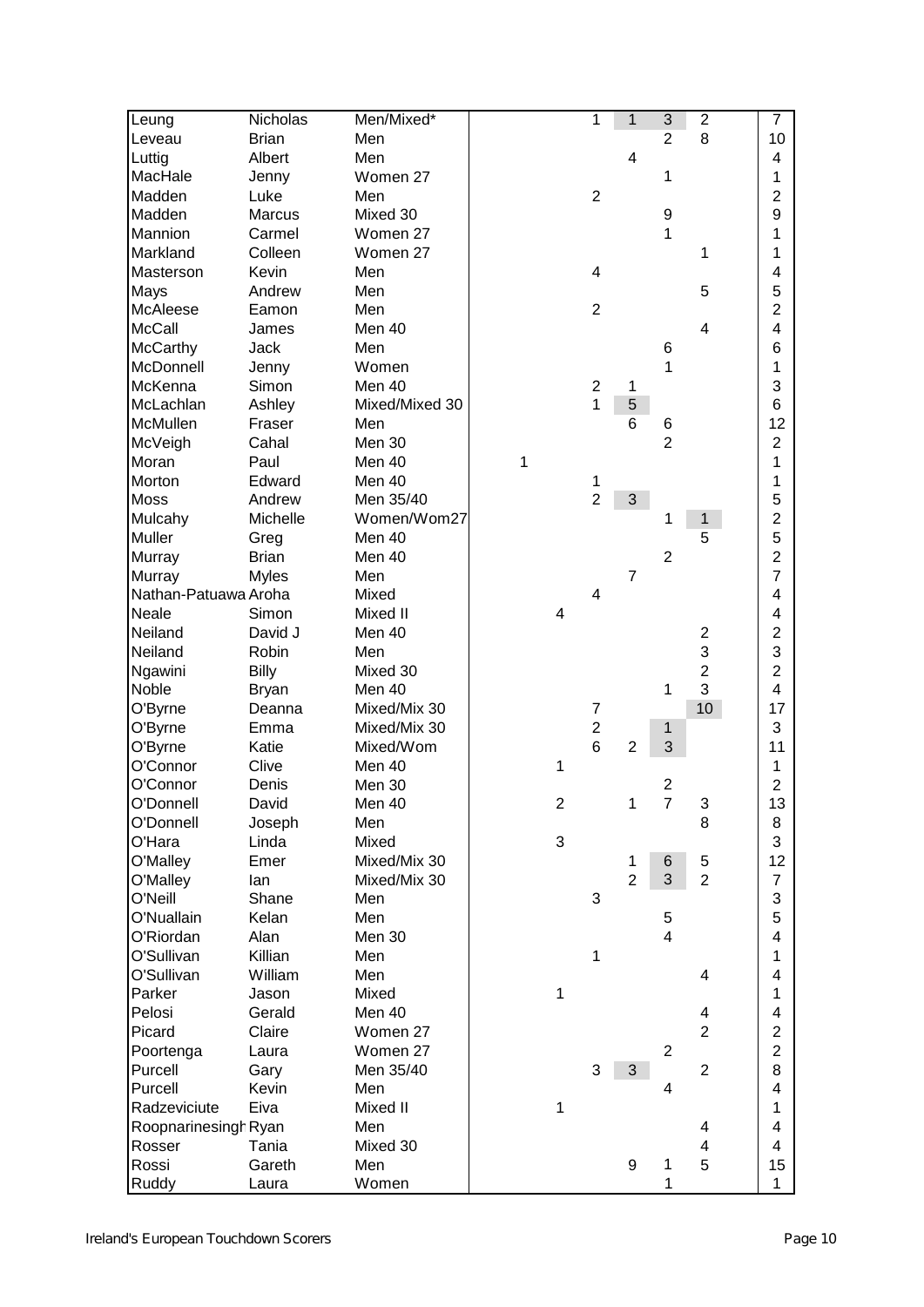| | | | | | | | | | |
|---|---|---|---|---|---|---|---|---|---|
| Leung | Nicholas | Men/Mixed* | | | 1 | 1 | 3 | 2 | 7 |
| Leveau | Brian | Men | | | | | 2 | 8 | 10 |
| Luttig | Albert | Men | | | | 4 | | | 4 |
| MacHale | Jenny | Women 27 | | | | | 1 | | 1 |
| Madden | Luke | Men | | | 2 | | | | 2 |
| Madden | Marcus | Mixed 30 | | | | | 9 | | 9 |
| Mannion | Carmel | Women 27 | | | | | 1 | | 1 |
| Markland | Colleen | Women 27 | | | | | | 1 | 1 |
| Masterson | Kevin | Men | | | 4 | | | | 4 |
| Mays | Andrew | Men | | | | | | 5 | 5 |
| McAleese | Eamon | Men | | | 2 | | | | 2 |
| McCall | James | Men 40 | | | | | | 4 | 4 |
| McCarthy | Jack | Men | | | | | 6 | | 6 |
| McDonnell | Jenny | Women | | | | | 1 | | 1 |
| McKenna | Simon | Men 40 | | | 2 | 1 | | | 3 |
| McLachlan | Ashley | Mixed/Mixed 30 | | | 1 | 5 | | | 6 |
| McMullen | Fraser | Men | | | | 6 | 6 | | 12 |
| McVeigh | Cahal | Men 30 | | | | | 2 | | 2 |
| Moran | Paul | Men 40 | 1 | | | | | | 1 |
| Morton | Edward | Men 40 | | | 1 | | | | 1 |
| Moss | Andrew | Men 35/40 | | | 2 | 3 | | | 5 |
| Mulcahy | Michelle | Women/Wom27 | | | | | 1 | 1 | 2 |
| Muller | Greg | Men 40 | | | | | | 5 | 5 |
| Murray | Brian | Men 40 | | | | | 2 | | 2 |
| Murray | Myles | Men | | | | 7 | | | 7 |
| Nathan-Patuawa | Aroha | Mixed | | | 4 | | | | 4 |
| Neale | Simon | Mixed II | | 4 | | | | | 4 |
| Neiland | David J | Men 40 | | | | | | 2 | 2 |
| Neiland | Robin | Men | | | | | | 3 | 3 |
| Ngawini | Billy | Mixed 30 | | | | | | 2 | 2 |
| Noble | Bryan | Men 40 | | | | | 1 | 3 | 4 |
| O'Byrne | Deanna | Mixed/Mix 30 | | | 7 | | | 10 | 17 |
| O'Byrne | Emma | Mixed/Mix 30 | | | 2 | | 1 | | 3 |
| O'Byrne | Katie | Mixed/Wom | | | 6 | 2 | 3 | | 11 |
| O'Connor | Clive | Men 40 | | 1 | | | | | 1 |
| O'Connor | Denis | Men 30 | | | | | 2 | | 2 |
| O'Donnell | David | Men 40 | | 2 | | 1 | 7 | 3 | 13 |
| O'Donnell | Joseph | Men | | | | | | 8 | 8 |
| O'Hara | Linda | Mixed | | 3 | | | | | 3 |
| O'Malley | Emer | Mixed/Mix 30 | | | | 1 | 6 | 5 | 12 |
| O'Malley | Ian | Mixed/Mix 30 | | | | 2 | 3 | 2 | 7 |
| O'Neill | Shane | Men | | | 3 | | | | 3 |
| O'Nuallain | Kelan | Men | | | | | 5 | | 5 |
| O'Riordan | Alan | Men 30 | | | | | 4 | | 4 |
| O'Sullivan | Killian | Men | | | 1 | | | | 1 |
| O'Sullivan | William | Men | | | | | | 4 | 4 |
| Parker | Jason | Mixed | | 1 | | | | | 1 |
| Pelosi | Gerald | Men 40 | | | | | | 4 | 4 |
| Picard | Claire | Women 27 | | | | | | 2 | 2 |
| Poortenga | Laura | Women 27 | | | | | 2 | | 2 |
| Purcell | Gary | Men 35/40 | | | 3 | 3 | | 2 | 8 |
| Purcell | Kevin | Men | | | | | 4 | | 4 |
| Radzeviciute | Eiva | Mixed II | | 1 | | | | | 1 |
| Roopnarinesingh | Ryan | Men | | | | | | 4 | 4 |
| Rosser | Tania | Mixed 30 | | | | | | 4 | 4 |
| Rossi | Gareth | Men | | | | 9 | 1 | 5 | 15 |
| Ruddy | Laura | Women | | | | | 1 | | 1 |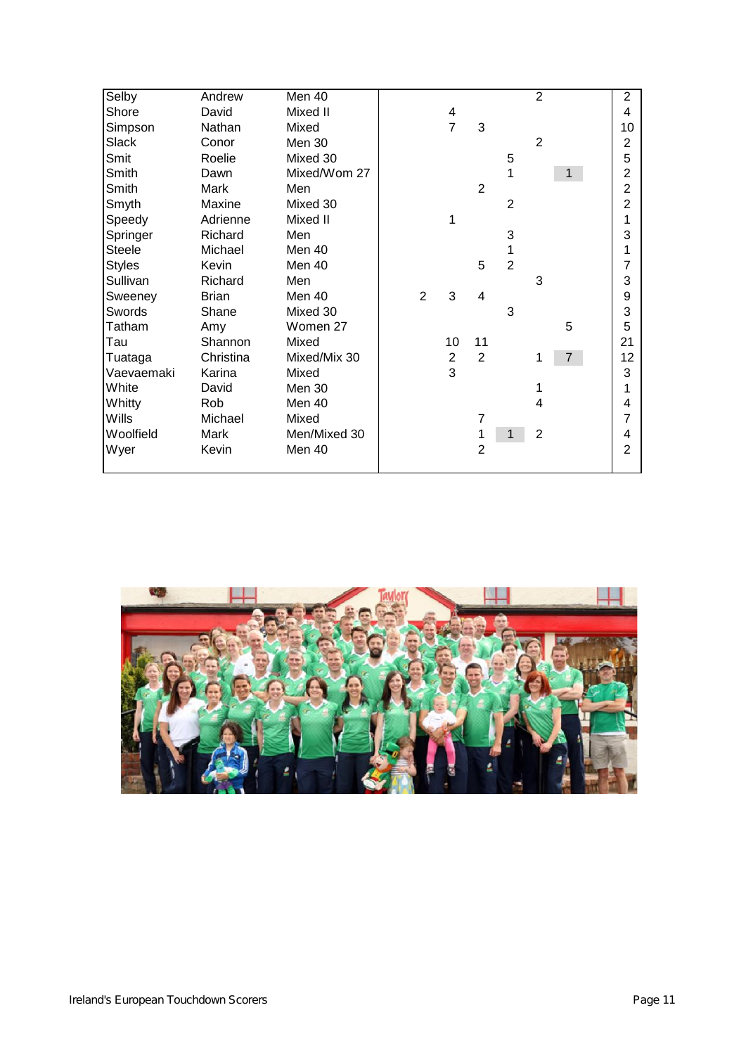| | | | | | | | | | |
|---|---|---|---|---|---|---|---|---|---|
| Selby | Andrew | Men 40 | | | | | 2 | | 2 |
| Shore | David | Mixed II | | 4 | | | | | 4 |
| Simpson | Nathan | Mixed | | 7 | 3 | | | | 10 |
| Slack | Conor | Men 30 | | | | | 2 | | 2 |
| Smit | Roelie | Mixed 30 | | | | 5 | | | 5 |
| Smith | Dawn | Mixed/Wom 27 | | | | 1 | | 1 | 2 |
| Smith | Mark | Men | | | 2 | | | | 2 |
| Smyth | Maxine | Mixed 30 | | | | 2 | | | 2 |
| Speedy | Adrienne | Mixed II | | 1 | | | | | 1 |
| Springer | Richard | Men | | | | 3 | | | 3 |
| Steele | Michael | Men 40 | | | | 1 | | | 1 |
| Styles | Kevin | Men 40 | | | 5 | 2 | | | 7 |
| Sullivan | Richard | Men | | | | | 3 | | 3 |
| Sweeney | Brian | Men 40 | 2 | 3 | 4 | | | | 9 |
| Swords | Shane | Mixed 30 | | | | 3 | | | 3 |
| Tatham | Amy | Women 27 | | | | | | 5 | 5 |
| Tau | Shannon | Mixed | | 10 | 11 | | | | 21 |
| Tuataga | Christina | Mixed/Mix 30 | | 2 | 2 | | 1 | 7 | 12 |
| Vaevaemaki | Karina | Mixed | | 3 | | | | | 3 |
| White | David | Men 30 | | | | | 1 | | 1 |
| Whitty | Rob | Men 40 | | | | | 4 | | 4 |
| Wills | Michael | Mixed | | | 7 | | | | 7 |
| Woolfield | Mark | Men/Mixed 30 | | | 1 | 1 | 2 | | 4 |
| Wyer | Kevin | Men 40 | | | 2 | | | | 2 |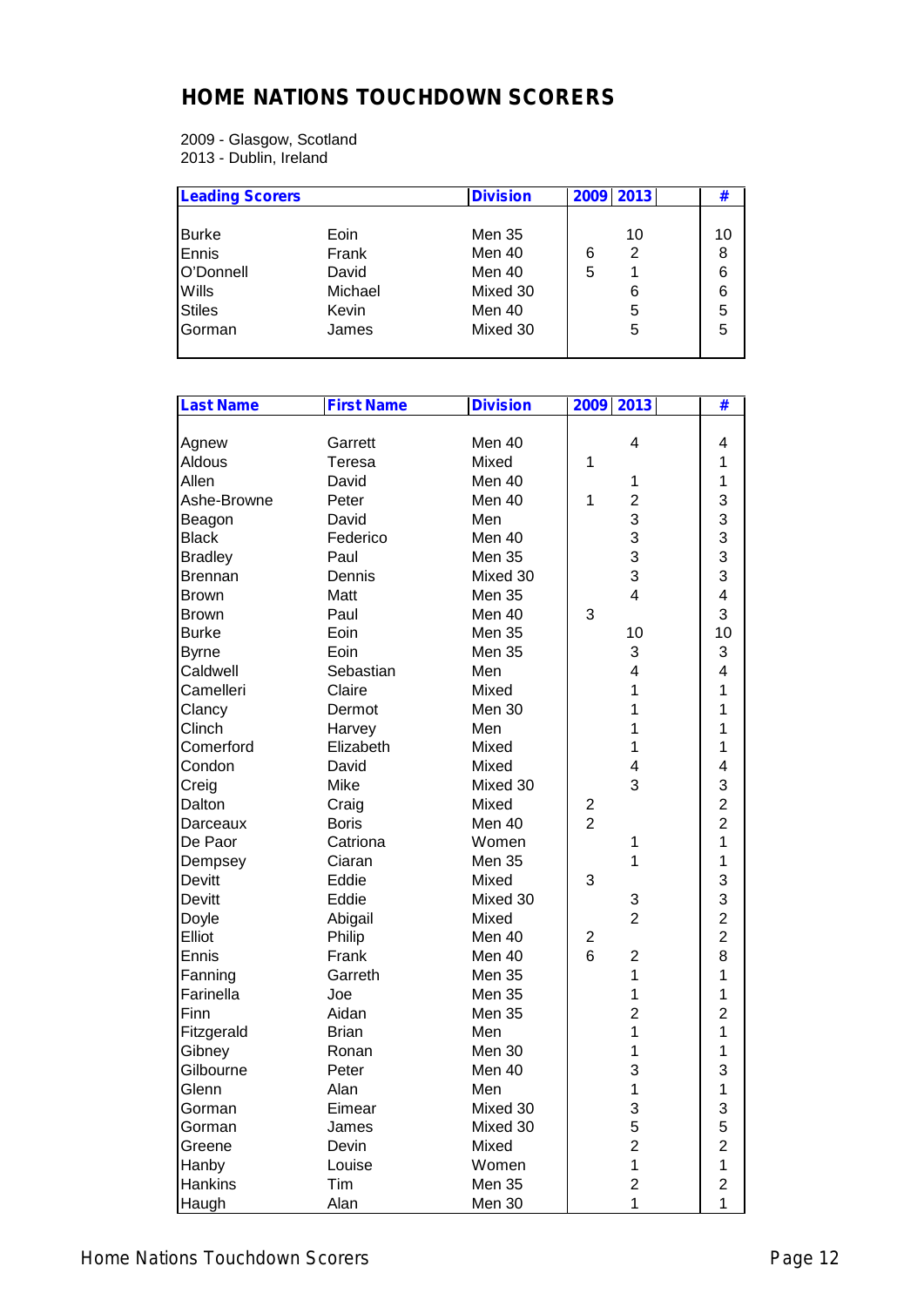# HOME NATIONS TOUCHDOWN SCORERS

2009 - Glasgow, Scotland
2013 - Dublin, Ireland

| Leading Scorers | | Division | 2009 | 2013 | # |
|---|---|---|---|---|---|
| Burke | Eoin | Men 35 | | 10 | 10 |
| Ennis | Frank | Men 40 | 6 | 2 | 8 |
| O'Donnell | David | Men 40 | 5 | 1 | 6 |
| Wills | Michael | Mixed 30 | | 6 | 6 |
| Stiles | Kevin | Men 40 | | 5 | 5 |
| Gorman | James | Mixed 30 | | 5 | 5 |

| Last Name | First Name | Division | 2009 | 2013 | # |
|---|---|---|---|---|---|
| Agnew | Garrett | Men 40 | | 4 | 4 |
| Aldous | Teresa | Mixed | 1 | | 1 |
| Allen | David | Men 40 | | 1 | 1 |
| Ashe-Browne | Peter | Men 40 | 1 | 2 | 3 |
| Beagon | David | Men | | 3 | 3 |
| Black | Federico | Men 40 | | 3 | 3 |
| Bradley | Paul | Men 35 | | 3 | 3 |
| Brennan | Dennis | Mixed 30 | | 3 | 3 |
| Brown | Matt | Men 35 | | 4 | 4 |
| Brown | Paul | Men 40 | 3 | | 3 |
| Burke | Eoin | Men 35 | | 10 | 10 |
| Byrne | Eoin | Men 35 | | 3 | 3 |
| Caldwell | Sebastian | Men | | 4 | 4 |
| Camelleri | Claire | Mixed | | 1 | 1 |
| Clancy | Dermot | Men 30 | | 1 | 1 |
| Clinch | Harvey | Men | | 1 | 1 |
| Comerford | Elizabeth | Mixed | | 1 | 1 |
| Condon | David | Mixed | | 4 | 4 |
| Creig | Mike | Mixed 30 | | 3 | 3 |
| Dalton | Craig | Mixed | 2 | | 2 |
| Darceaux | Boris | Men 40 | 2 | | 2 |
| De Paor | Catriona | Women | | 1 | 1 |
| Dempsey | Ciaran | Men 35 | | 1 | 1 |
| Devitt | Eddie | Mixed | 3 | | 3 |
| Devitt | Eddie | Mixed 30 | | 3 | 3 |
| Doyle | Abigail | Mixed | | 2 | 2 |
| Elliot | Philip | Men 40 | 2 | | 2 |
| Ennis | Frank | Men 40 | 6 | 2 | 8 |
| Fanning | Garreth | Men 35 | | 1 | 1 |
| Farinella | Joe | Men 35 | | 1 | 1 |
| Finn | Aidan | Men 35 | | 2 | 2 |
| Fitzgerald | Brian | Men | | 1 | 1 |
| Gibney | Ronan | Men 30 | | 1 | 1 |
| Gilbourne | Peter | Men 40 | | 3 | 3 |
| Glenn | Alan | Men | | 1 | 1 |
| Gorman | Eimear | Mixed 30 | | 3 | 3 |
| Gorman | James | Mixed 30 | | 5 | 5 |
| Greene | Devin | Mixed | | 2 | 2 |
| Hanby | Louise | Women | | 1 | 1 |
| Hankins | Tim | Men 35 | | 2 | 2 |
| Haugh | Alan | Men 30 | | 1 | 1 |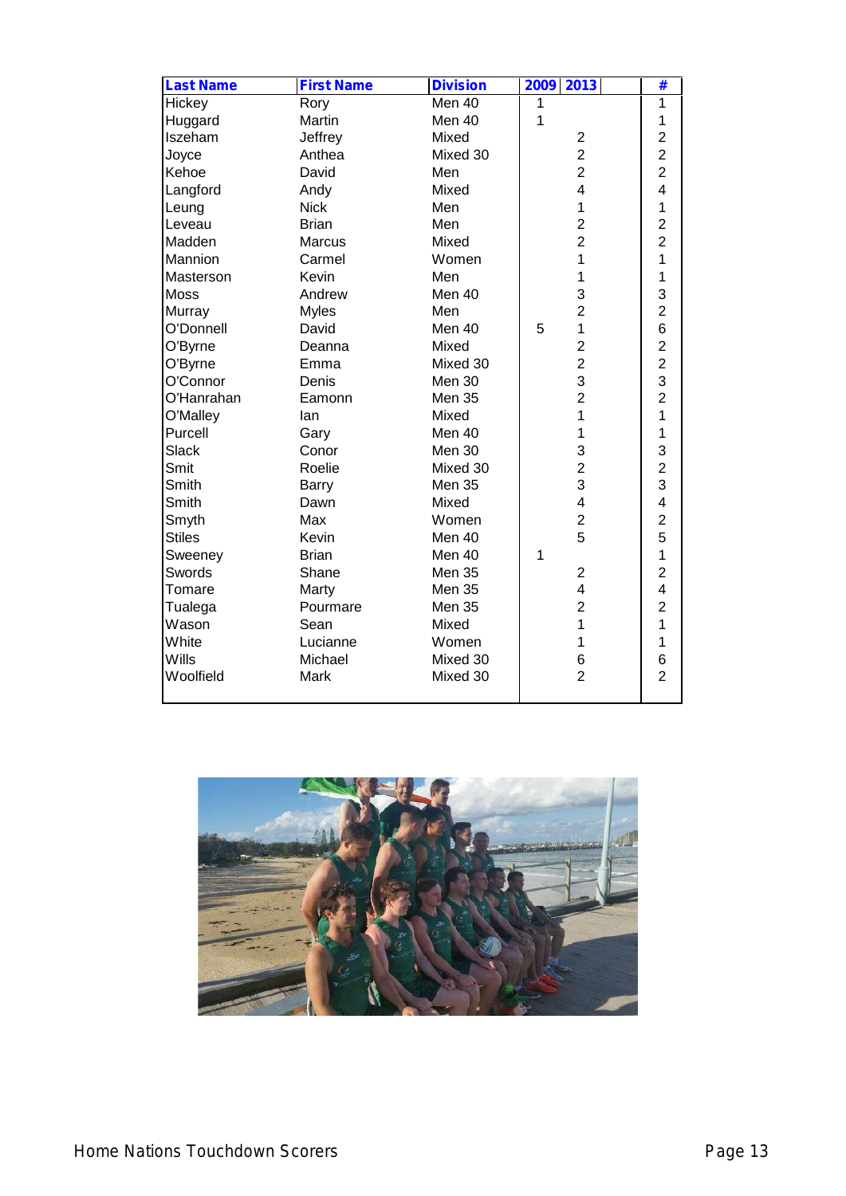| Last Name | First Name | Division | 2009 | 2013 | | # |
|---|---|---|---|---|---|---|
| Hickey | Rory | Men 40 | 1 | | | 1 |
| Huggard | Martin | Men 40 | 1 | | | 1 |
| Iszeham | Jeffrey | Mixed | | 2 | | 2 |
| Joyce | Anthea | Mixed 30 | | 2 | | 2 |
| Kehoe | David | Men | | 2 | | 2 |
| Langford | Andy | Mixed | | 4 | | 4 |
| Leung | Nick | Men | | 1 | | 1 |
| Leveau | Brian | Men | | 2 | | 2 |
| Madden | Marcus | Mixed | | 2 | | 2 |
| Mannion | Carmel | Women | | 1 | | 1 |
| Masterson | Kevin | Men | | 1 | | 1 |
| Moss | Andrew | Men 40 | | 3 | | 3 |
| Murray | Myles | Men | | 2 | | 2 |
| O'Donnell | David | Men 40 | 5 | 1 | | 6 |
| O'Byrne | Deanna | Mixed | | 2 | | 2 |
| O'Byrne | Emma | Mixed 30 | | 2 | | 2 |
| O'Connor | Denis | Men 30 | | 3 | | 3 |
| O'Hanrahan | Eamonn | Men 35 | | 2 | | 2 |
| O'Malley | Ian | Mixed | | 1 | | 1 |
| Purcell | Gary | Men 40 | | 1 | | 1 |
| Slack | Conor | Men 30 | | 3 | | 3 |
| Smit | Roelie | Mixed 30 | | 2 | | 2 |
| Smith | Barry | Men 35 | | 3 | | 3 |
| Smith | Dawn | Mixed | | 4 | | 4 |
| Smyth | Max | Women | | 2 | | 2 |
| Stiles | Kevin | Men 40 | | 5 | | 5 |
| Sweeney | Brian | Men 40 | 1 | | | 1 |
| Swords | Shane | Men 35 | | 2 | | 2 |
| Tomare | Marty | Men 35 | | 4 | | 4 |
| Tualega | Pourmare | Men 35 | | 2 | | 2 |
| Wason | Sean | Mixed | | 1 | | 1 |
| White | Lucianne | Women | | 1 | | 1 |
| Wills | Michael | Mixed 30 | | 6 | | 6 |
| Woolfield | Mark | Mixed 30 | | 2 | | 2 |